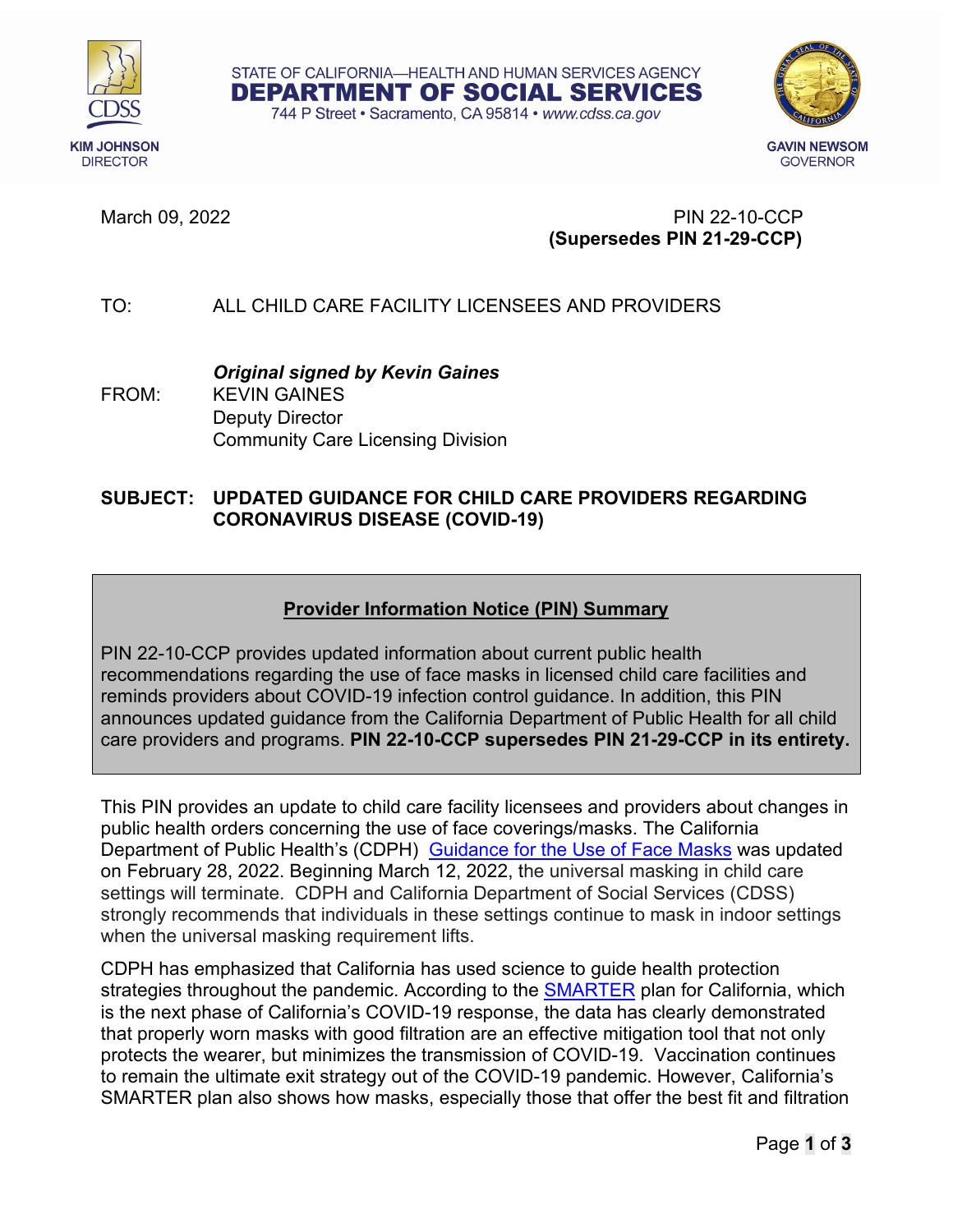KIM JOHNSON
DIRECTOR

STATE OF CALIFORNIA—HEALTH AND HUMAN SERVICES AGENCY
**DEPARTMENT OF SOCIAL SERVICES**
744 P Street • Sacramento, CA 95814 • www.cdss.ca.gov

GAVIN NEWSOM
GOVERNOR

March 09, 2022

PIN 22-10-CCP
**(Supersedes PIN 21-29-CCP)**

TO: ALL CHILD CARE FACILITY LICENSEES AND PROVIDERS

***Original signed by Kevin Gaines***
FROM: KEVIN GAINES
Deputy Director
Community Care Licensing Division

**SUBJECT: UPDATED GUIDANCE FOR CHILD CARE PROVIDERS REGARDING CORONAVIRUS DISEASE (COVID-19)**

**Provider Information Notice (PIN) Summary**

PIN 22-10-CCP provides updated information about current public health recommendations regarding the use of face masks in licensed child care facilities and reminds providers about COVID-19 infection control guidance. In addition, this PIN announces updated guidance from the California Department of Public Health for all child care providers and programs. **PIN 22-10-CCP supersedes PIN 21-29-CCP in its entirety.**

This PIN provides an update to child care facility licensees and providers about changes in public health orders concerning the use of face coverings/masks. The California Department of Public Health's (CDPH) [Guidance for the Use of Face Masks](#) was updated on February 28, 2022. Beginning March 12, 2022, the universal masking in child care settings will terminate. CDPH and California Department of Social Services (CDSS) strongly recommends that individuals in these settings continue to mask in indoor settings when the universal masking requirement lifts.

CDPH has emphasized that California has used science to guide health protection strategies throughout the pandemic. According to the [SMARTER](#) plan for California, which is the next phase of California's COVID-19 response, the data has clearly demonstrated that properly worn masks with good filtration are an effective mitigation tool that not only protects the wearer, but minimizes the transmission of COVID-19. Vaccination continues to remain the ultimate exit strategy out of the COVID-19 pandemic. However, California's SMARTER plan also shows how masks, especially those that offer the best fit and filtration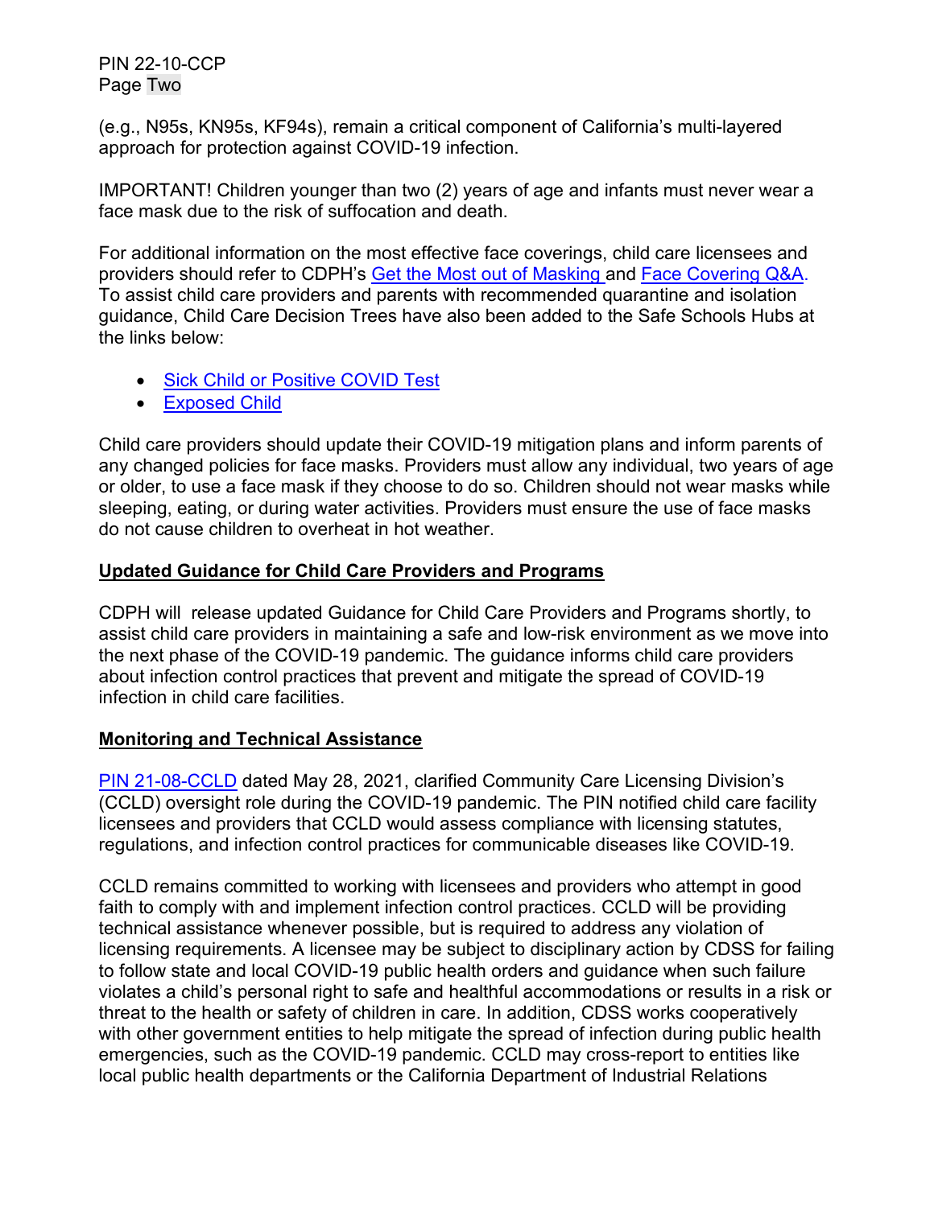(e.g., N95s, KN95s, KF94s), remain a critical component of California's multi-layered approach for protection against COVID-19 infection.

IMPORTANT! Children younger than two (2) years of age and infants must never wear a face mask due to the risk of suffocation and death.

For additional information on the most effective face coverings, child care licensees and providers should refer to CDPH's Get the Most out of Masking and Face Covering Q&A. To assist child care providers and parents with recommended quarantine and isolation guidance, Child Care Decision Trees have also been added to the Safe Schools Hubs at the links below:

- Sick Child or Positive COVID Test
- Exposed Child

Child care providers should update their COVID-19 mitigation plans and inform parents of any changed policies for face masks. Providers must allow any individual, two years of age or older, to use a face mask if they choose to do so. Children should not wear masks while sleeping, eating, or during water activities. Providers must ensure the use of face masks do not cause children to overheat in hot weather.

## Updated Guidance for Child Care Providers and Programs

CDPH will release updated Guidance for Child Care Providers and Programs shortly, to assist child care providers in maintaining a safe and low-risk environment as we move into the next phase of the COVID-19 pandemic. The guidance informs child care providers about infection control practices that prevent and mitigate the spread of COVID-19 infection in child care facilities.

## Monitoring and Technical Assistance

PIN 21-08-CCLD dated May 28, 2021, clarified Community Care Licensing Division's (CCLD) oversight role during the COVID-19 pandemic. The PIN notified child care facility licensees and providers that CCLD would assess compliance with licensing statutes, regulations, and infection control practices for communicable diseases like COVID-19.

CCLD remains committed to working with licensees and providers who attempt in good faith to comply with and implement infection control practices. CCLD will be providing technical assistance whenever possible, but is required to address any violation of licensing requirements. A licensee may be subject to disciplinary action by CDSS for failing to follow state and local COVID-19 public health orders and guidance when such failure violates a child's personal right to safe and healthful accommodations or results in a risk or threat to the health or safety of children in care. In addition, CDSS works cooperatively with other government entities to help mitigate the spread of infection during public health emergencies, such as the COVID-19 pandemic. CCLD may cross-report to entities like local public health departments or the California Department of Industrial Relations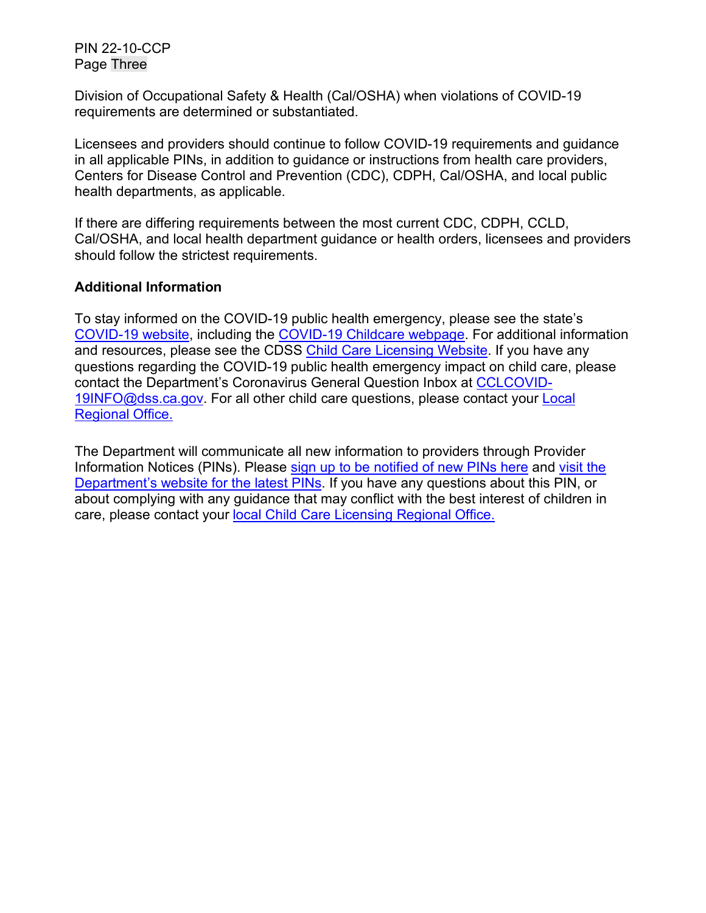Division of Occupational Safety & Health (Cal/OSHA) when violations of COVID-19 requirements are determined or substantiated.

Licensees and providers should continue to follow COVID-19 requirements and guidance in all applicable PINs, in addition to guidance or instructions from health care providers, Centers for Disease Control and Prevention (CDC), CDPH, Cal/OSHA, and local public health departments, as applicable.

If there are differing requirements between the most current CDC, CDPH, CCLD, Cal/OSHA, and local health department guidance or health orders, licensees and providers should follow the strictest requirements.

**Additional Information**

To stay informed on the COVID-19 public health emergency, please see the state's COVID-19 website, including the COVID-19 Childcare webpage. For additional information and resources, please see the CDSS Child Care Licensing Website. If you have any questions regarding the COVID-19 public health emergency impact on child care, please contact the Department's Coronavirus General Question Inbox at CCLCOVID-19INFO@dss.ca.gov. For all other child care questions, please contact your Local Regional Office.

The Department will communicate all new information to providers through Provider Information Notices (PINs). Please sign up to be notified of new PINs here and visit the Department's website for the latest PINs. If you have any questions about this PIN, or about complying with any guidance that may conflict with the best interest of children in care, please contact your local Child Care Licensing Regional Office.